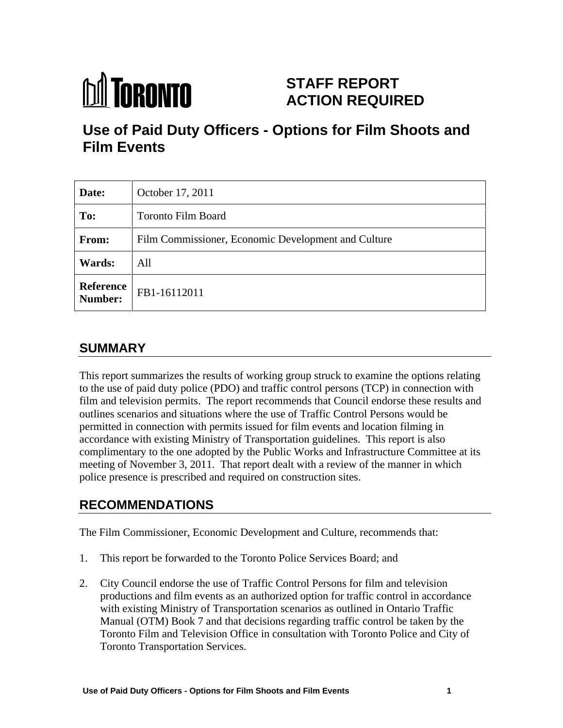TORONTO

# STAFF REPORT ACTION REQUIRED

## Use of Paid Duty Officers - Options for Film Shoots and Film Events

| | |
|---|---|
| **Date:** | October 17, 2011 |
| **To:** | Toronto Film Board |
| **From:** | Film Commissioner, Economic Development and Culture |
| **Wards:** | All |
| **Reference Number:** | FB1-16112011 |

## SUMMARY

This report summarizes the results of working group struck to examine the options relating to the use of paid duty police (PDO) and traffic control persons (TCP) in connection with film and television permits. The report recommends that Council endorse these results and outlines scenarios and situations where the use of Traffic Control Persons would be permitted in connection with permits issued for film events and location filming in accordance with existing Ministry of Transportation guidelines. This report is also complimentary to the one adopted by the Public Works and Infrastructure Committee at its meeting of November 3, 2011. That report dealt with a review of the manner in which police presence is prescribed and required on construction sites.

## RECOMMENDATIONS

The Film Commissioner, Economic Development and Culture, recommends that:

1. This report be forwarded to the Toronto Police Services Board; and

2. City Council endorse the use of Traffic Control Persons for film and television productions and film events as an authorized option for traffic control in accordance with existing Ministry of Transportation scenarios as outlined in Ontario Traffic Manual (OTM) Book 7 and that decisions regarding traffic control be taken by the Toronto Film and Television Office in consultation with Toronto Police and City of Toronto Transportation Services.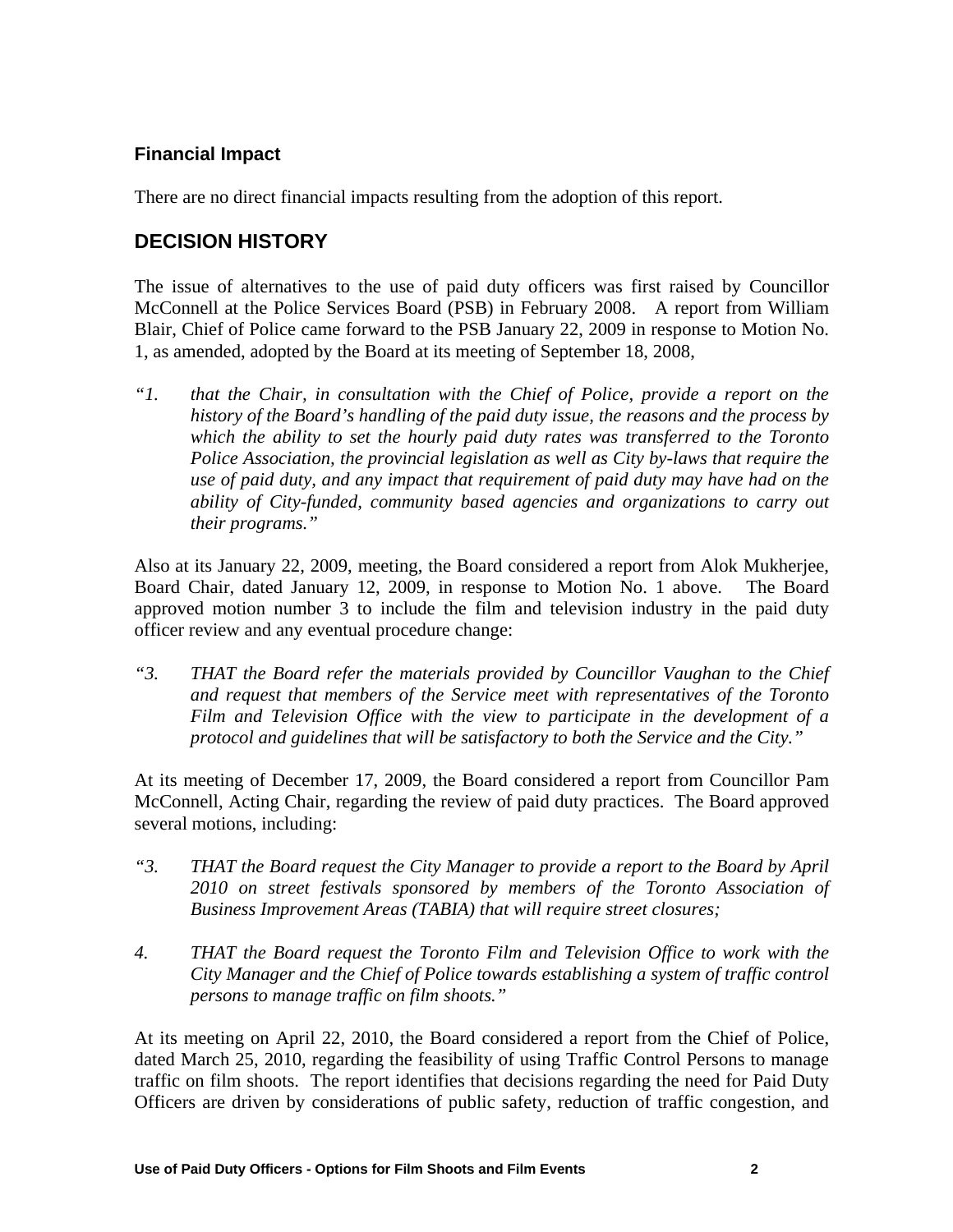### Financial Impact

There are no direct financial impacts resulting from the adoption of this report.

## DECISION HISTORY

The issue of alternatives to the use of paid duty officers was first raised by Councillor McConnell at the Police Services Board (PSB) in February 2008. A report from William Blair, Chief of Police came forward to the PSB January 22, 2009 in response to Motion No. 1, as amended, adopted by the Board at its meeting of September 18, 2008,

*"1. that the Chair, in consultation with the Chief of Police, provide a report on the history of the Board's handling of the paid duty issue, the reasons and the process by which the ability to set the hourly paid duty rates was transferred to the Toronto Police Association, the provincial legislation as well as City by-laws that require the use of paid duty, and any impact that requirement of paid duty may have had on the ability of City-funded, community based agencies and organizations to carry out their programs."*

Also at its January 22, 2009, meeting, the Board considered a report from Alok Mukherjee, Board Chair, dated January 12, 2009, in response to Motion No. 1 above. The Board approved motion number 3 to include the film and television industry in the paid duty officer review and any eventual procedure change:

*"3. THAT the Board refer the materials provided by Councillor Vaughan to the Chief and request that members of the Service meet with representatives of the Toronto Film and Television Office with the view to participate in the development of a protocol and guidelines that will be satisfactory to both the Service and the City."*

At its meeting of December 17, 2009, the Board considered a report from Councillor Pam McConnell, Acting Chair, regarding the review of paid duty practices. The Board approved several motions, including:

*"3. THAT the Board request the City Manager to provide a report to the Board by April 2010 on street festivals sponsored by members of the Toronto Association of Business Improvement Areas (TABIA) that will require street closures;*

*4. THAT the Board request the Toronto Film and Television Office to work with the City Manager and the Chief of Police towards establishing a system of traffic control persons to manage traffic on film shoots."*

At its meeting on April 22, 2010, the Board considered a report from the Chief of Police, dated March 25, 2010, regarding the feasibility of using Traffic Control Persons to manage traffic on film shoots. The report identifies that decisions regarding the need for Paid Duty Officers are driven by considerations of public safety, reduction of traffic congestion, and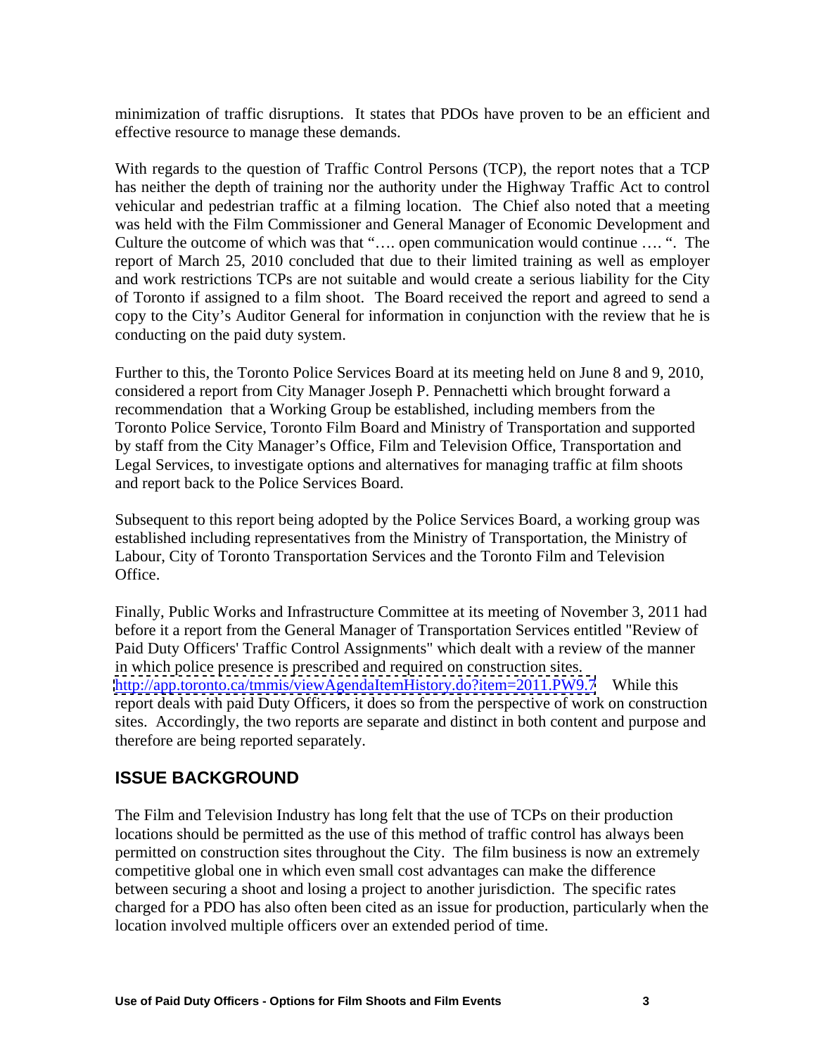minimization of traffic disruptions. It states that PDOs have proven to be an efficient and effective resource to manage these demands.

With regards to the question of Traffic Control Persons (TCP), the report notes that a TCP has neither the depth of training nor the authority under the Highway Traffic Act to control vehicular and pedestrian traffic at a filming location. The Chief also noted that a meeting was held with the Film Commissioner and General Manager of Economic Development and Culture the outcome of which was that "…. open communication would continue …. ". The report of March 25, 2010 concluded that due to their limited training as well as employer and work restrictions TCPs are not suitable and would create a serious liability for the City of Toronto if assigned to a film shoot. The Board received the report and agreed to send a copy to the City's Auditor General for information in conjunction with the review that he is conducting on the paid duty system.

Further to this, the Toronto Police Services Board at its meeting held on June 8 and 9, 2010, considered a report from City Manager Joseph P. Pennachetti which brought forward a recommendation that a Working Group be established, including members from the Toronto Police Service, Toronto Film Board and Ministry of Transportation and supported by staff from the City Manager's Office, Film and Television Office, Transportation and Legal Services, to investigate options and alternatives for managing traffic at film shoots and report back to the Police Services Board.

Subsequent to this report being adopted by the Police Services Board, a working group was established including representatives from the Ministry of Transportation, the Ministry of Labour, City of Toronto Transportation Services and the Toronto Film and Television Office.

Finally, Public Works and Infrastructure Committee at its meeting of November 3, 2011 had before it a report from the General Manager of Transportation Services entitled "Review of Paid Duty Officers' Traffic Control Assignments" which dealt with a review of the manner in which police presence is prescribed and required on construction sites. http://app.toronto.ca/tmmis/viewAgendaItemHistory.do?item=2011.PW9.7 While this report deals with paid Duty Officers, it does so from the perspective of work on construction sites. Accordingly, the two reports are separate and distinct in both content and purpose and therefore are being reported separately.

## ISSUE BACKGROUND

The Film and Television Industry has long felt that the use of TCPs on their production locations should be permitted as the use of this method of traffic control has always been permitted on construction sites throughout the City. The film business is now an extremely competitive global one in which even small cost advantages can make the difference between securing a shoot and losing a project to another jurisdiction. The specific rates charged for a PDO has also often been cited as an issue for production, particularly when the location involved multiple officers over an extended period of time.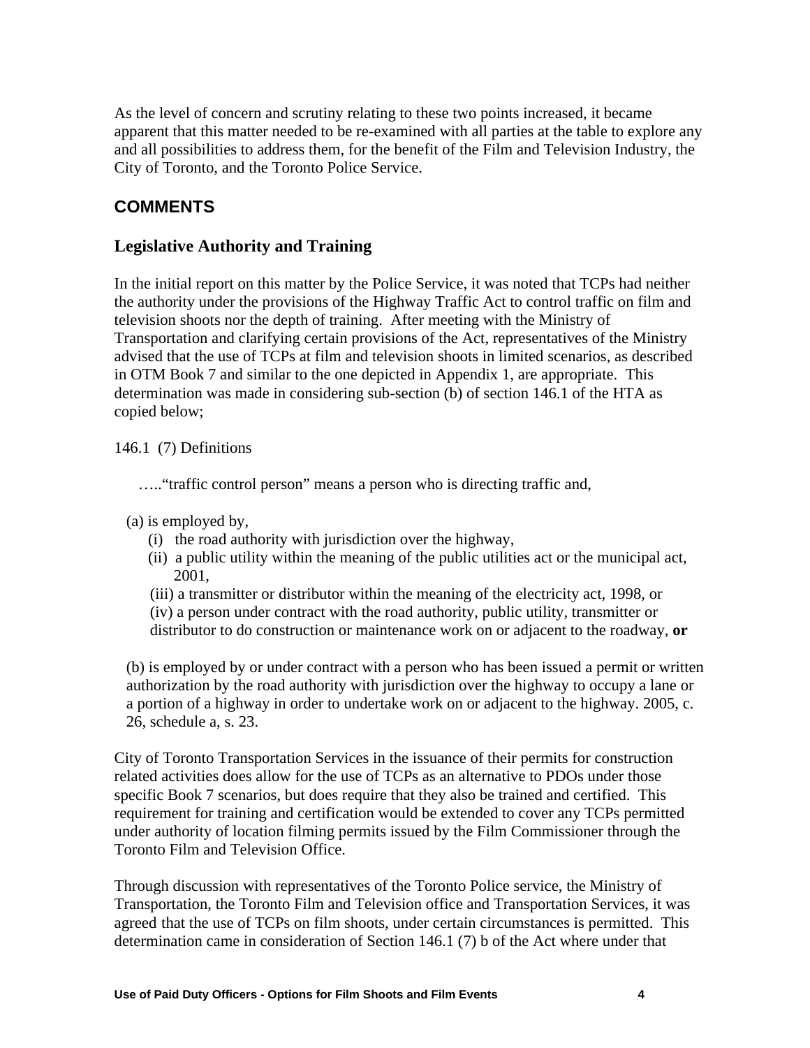As the level of concern and scrutiny relating to these two points increased, it became apparent that this matter needed to be re-examined with all parties at the table to explore any and all possibilities to address them, for the benefit of the Film and Television Industry, the City of Toronto, and the Toronto Police Service.

## COMMENTS

### Legislative Authority and Training

In the initial report on this matter by the Police Service, it was noted that TCPs had neither the authority under the provisions of the Highway Traffic Act to control traffic on film and television shoots nor the depth of training. After meeting with the Ministry of Transportation and clarifying certain provisions of the Act, representatives of the Ministry advised that the use of TCPs at film and television shoots in limited scenarios, as described in OTM Book 7 and similar to the one depicted in Appendix 1, are appropriate. This determination was made in considering sub-section (b) of section 146.1 of the HTA as copied below;

146.1 (7) Definitions

….."traffic control person" means a person who is directing traffic and,

(a) is employed by,
  (i) the road authority with jurisdiction over the highway,
  (ii) a public utility within the meaning of the public utilities act or the municipal act, 2001,
  (iii) a transmitter or distributor within the meaning of the electricity act, 1998, or
  (iv) a person under contract with the road authority, public utility, transmitter or distributor to do construction or maintenance work on or adjacent to the roadway, **or**

(b) is employed by or under contract with a person who has been issued a permit or written authorization by the road authority with jurisdiction over the highway to occupy a lane or a portion of a highway in order to undertake work on or adjacent to the highway. 2005, c. 26, schedule a, s. 23.

City of Toronto Transportation Services in the issuance of their permits for construction related activities does allow for the use of TCPs as an alternative to PDOs under those specific Book 7 scenarios, but does require that they also be trained and certified. This requirement for training and certification would be extended to cover any TCPs permitted under authority of location filming permits issued by the Film Commissioner through the Toronto Film and Television Office.

Through discussion with representatives of the Toronto Police service, the Ministry of Transportation, the Toronto Film and Television office and Transportation Services, it was agreed that the use of TCPs on film shoots, under certain circumstances is permitted. This determination came in consideration of Section 146.1 (7) b of the Act where under that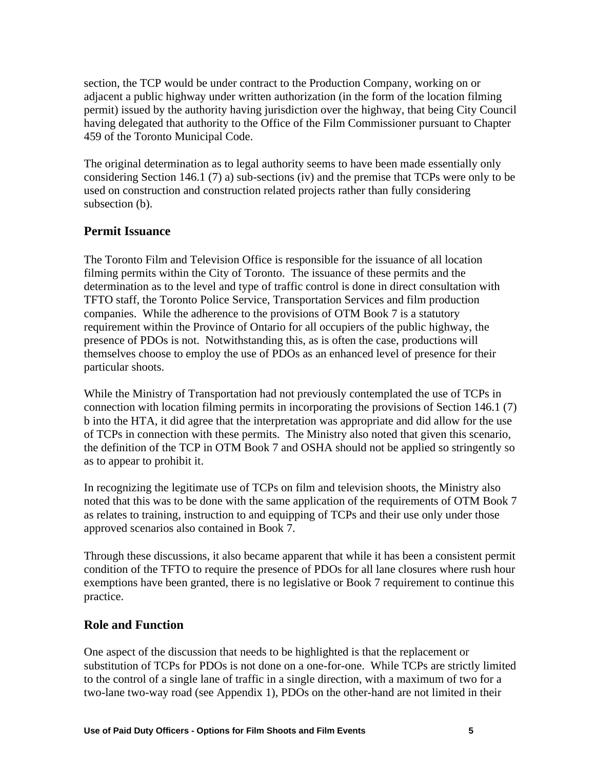section, the TCP would be under contract to the Production Company, working on or adjacent a public highway under written authorization (in the form of the location filming permit) issued by the authority having jurisdiction over the highway, that being City Council having delegated that authority to the Office of the Film Commissioner pursuant to Chapter 459 of the Toronto Municipal Code.

The original determination as to legal authority seems to have been made essentially only considering Section 146.1 (7) a) sub-sections (iv) and the premise that TCPs were only to be used on construction and construction related projects rather than fully considering subsection (b).

## Permit Issuance

The Toronto Film and Television Office is responsible for the issuance of all location filming permits within the City of Toronto. The issuance of these permits and the determination as to the level and type of traffic control is done in direct consultation with TFTO staff, the Toronto Police Service, Transportation Services and film production companies. While the adherence to the provisions of OTM Book 7 is a statutory requirement within the Province of Ontario for all occupiers of the public highway, the presence of PDOs is not. Notwithstanding this, as is often the case, productions will themselves choose to employ the use of PDOs as an enhanced level of presence for their particular shoots.

While the Ministry of Transportation had not previously contemplated the use of TCPs in connection with location filming permits in incorporating the provisions of Section 146.1 (7) b into the HTA, it did agree that the interpretation was appropriate and did allow for the use of TCPs in connection with these permits. The Ministry also noted that given this scenario, the definition of the TCP in OTM Book 7 and OSHA should not be applied so stringently so as to appear to prohibit it.

In recognizing the legitimate use of TCPs on film and television shoots, the Ministry also noted that this was to be done with the same application of the requirements of OTM Book 7 as relates to training, instruction to and equipping of TCPs and their use only under those approved scenarios also contained in Book 7.

Through these discussions, it also became apparent that while it has been a consistent permit condition of the TFTO to require the presence of PDOs for all lane closures where rush hour exemptions have been granted, there is no legislative or Book 7 requirement to continue this practice.

## Role and Function

One aspect of the discussion that needs to be highlighted is that the replacement or substitution of TCPs for PDOs is not done on a one-for-one. While TCPs are strictly limited to the control of a single lane of traffic in a single direction, with a maximum of two for a two-lane two-way road (see Appendix 1), PDOs on the other-hand are not limited in their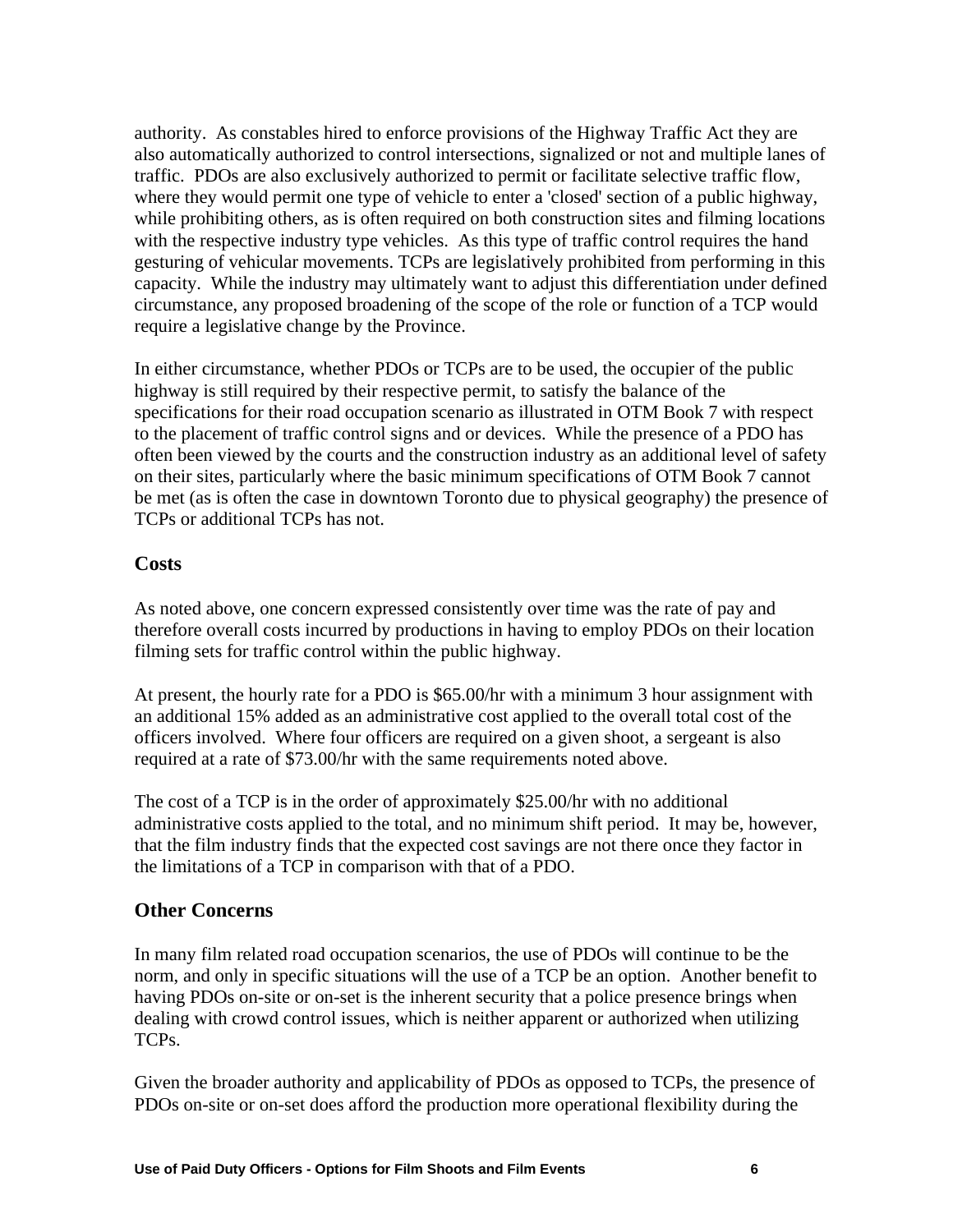authority. As constables hired to enforce provisions of the Highway Traffic Act they are also automatically authorized to control intersections, signalized or not and multiple lanes of traffic. PDOs are also exclusively authorized to permit or facilitate selective traffic flow, where they would permit one type of vehicle to enter a 'closed' section of a public highway, while prohibiting others, as is often required on both construction sites and filming locations with the respective industry type vehicles. As this type of traffic control requires the hand gesturing of vehicular movements. TCPs are legislatively prohibited from performing in this capacity. While the industry may ultimately want to adjust this differentiation under defined circumstance, any proposed broadening of the scope of the role or function of a TCP would require a legislative change by the Province.

In either circumstance, whether PDOs or TCPs are to be used, the occupier of the public highway is still required by their respective permit, to satisfy the balance of the specifications for their road occupation scenario as illustrated in OTM Book 7 with respect to the placement of traffic control signs and or devices. While the presence of a PDO has often been viewed by the courts and the construction industry as an additional level of safety on their sites, particularly where the basic minimum specifications of OTM Book 7 cannot be met (as is often the case in downtown Toronto due to physical geography) the presence of TCPs or additional TCPs has not.

## Costs

As noted above, one concern expressed consistently over time was the rate of pay and therefore overall costs incurred by productions in having to employ PDOs on their location filming sets for traffic control within the public highway.

At present, the hourly rate for a PDO is $65.00/hr with a minimum 3 hour assignment with an additional 15% added as an administrative cost applied to the overall total cost of the officers involved. Where four officers are required on a given shoot, a sergeant is also required at a rate of $73.00/hr with the same requirements noted above.

The cost of a TCP is in the order of approximately $25.00/hr with no additional administrative costs applied to the total, and no minimum shift period. It may be, however, that the film industry finds that the expected cost savings are not there once they factor in the limitations of a TCP in comparison with that of a PDO.

## Other Concerns

In many film related road occupation scenarios, the use of PDOs will continue to be the norm, and only in specific situations will the use of a TCP be an option. Another benefit to having PDOs on-site or on-set is the inherent security that a police presence brings when dealing with crowd control issues, which is neither apparent or authorized when utilizing TCPs.

Given the broader authority and applicability of PDOs as opposed to TCPs, the presence of PDOs on-site or on-set does afford the production more operational flexibility during the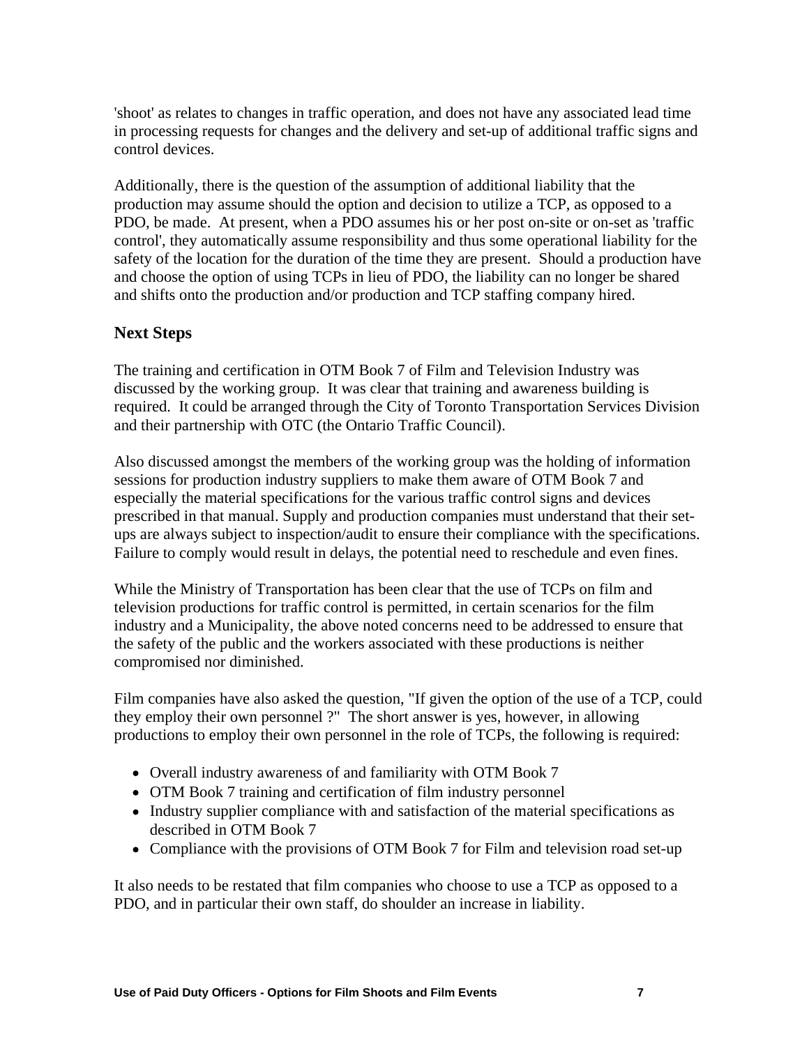'shoot' as relates to changes in traffic operation, and does not have any associated lead time in processing requests for changes and the delivery and set-up of additional traffic signs and control devices.

Additionally, there is the question of the assumption of additional liability that the production may assume should the option and decision to utilize a TCP, as opposed to a PDO, be made. At present, when a PDO assumes his or her post on-site or on-set as 'traffic control', they automatically assume responsibility and thus some operational liability for the safety of the location for the duration of the time they are present. Should a production have and choose the option of using TCPs in lieu of PDO, the liability can no longer be shared and shifts onto the production and/or production and TCP staffing company hired.

## Next Steps

The training and certification in OTM Book 7 of Film and Television Industry was discussed by the working group. It was clear that training and awareness building is required. It could be arranged through the City of Toronto Transportation Services Division and their partnership with OTC (the Ontario Traffic Council).

Also discussed amongst the members of the working group was the holding of information sessions for production industry suppliers to make them aware of OTM Book 7 and especially the material specifications for the various traffic control signs and devices prescribed in that manual. Supply and production companies must understand that their set-ups are always subject to inspection/audit to ensure their compliance with the specifications. Failure to comply would result in delays, the potential need to reschedule and even fines.

While the Ministry of Transportation has been clear that the use of TCPs on film and television productions for traffic control is permitted, in certain scenarios for the film industry and a Municipality, the above noted concerns need to be addressed to ensure that the safety of the public and the workers associated with these productions is neither compromised nor diminished.

Film companies have also asked the question, "If given the option of the use of a TCP, could they employ their own personnel ?" The short answer is yes, however, in allowing productions to employ their own personnel in the role of TCPs, the following is required:

- Overall industry awareness of and familiarity with OTM Book 7
- OTM Book 7 training and certification of film industry personnel
- Industry supplier compliance with and satisfaction of the material specifications as described in OTM Book 7
- Compliance with the provisions of OTM Book 7 for Film and television road set-up

It also needs to be restated that film companies who choose to use a TCP as opposed to a PDO, and in particular their own staff, do shoulder an increase in liability.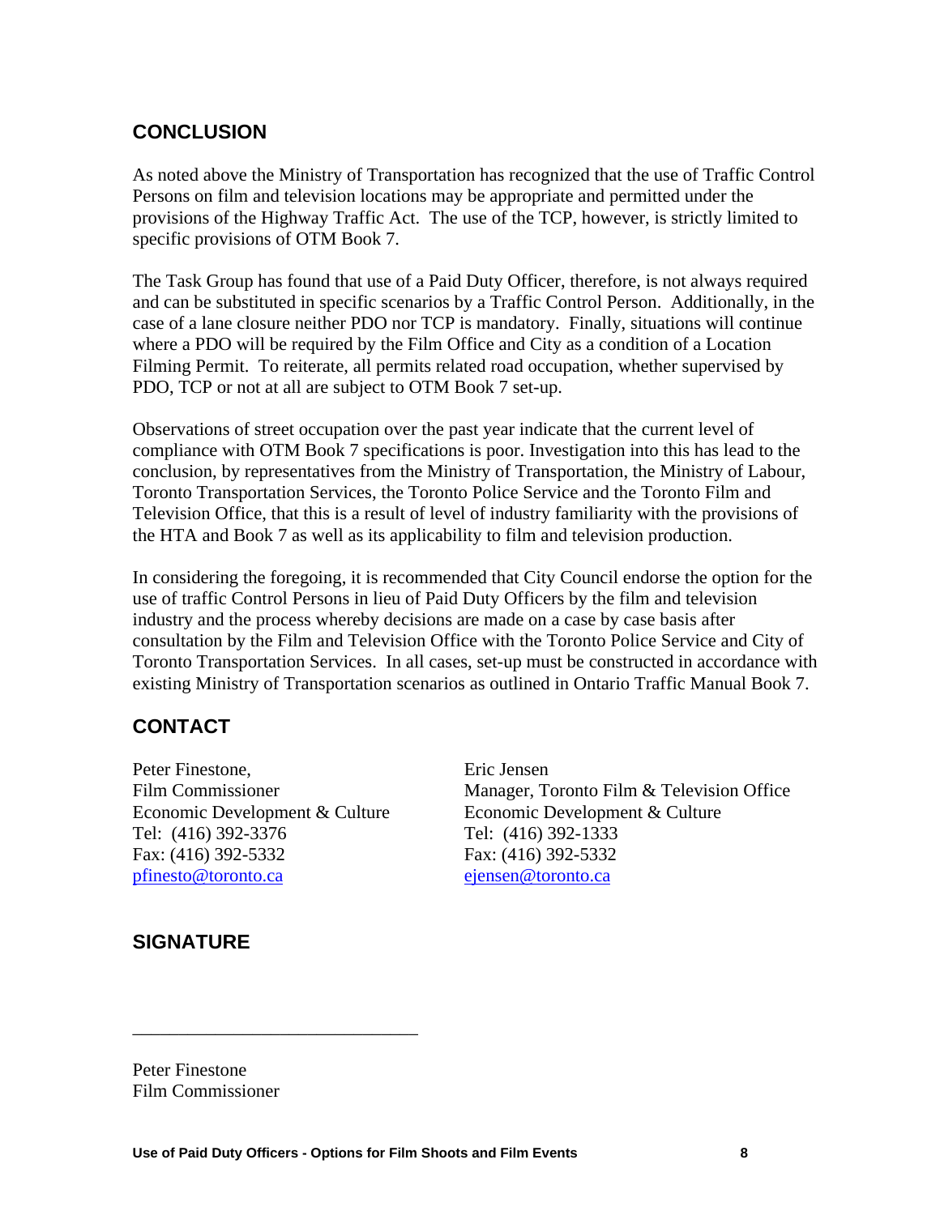## CONCLUSION

As noted above the Ministry of Transportation has recognized that the use of Traffic Control Persons on film and television locations may be appropriate and permitted under the provisions of the Highway Traffic Act. The use of the TCP, however, is strictly limited to specific provisions of OTM Book 7.

The Task Group has found that use of a Paid Duty Officer, therefore, is not always required and can be substituted in specific scenarios by a Traffic Control Person. Additionally, in the case of a lane closure neither PDO nor TCP is mandatory. Finally, situations will continue where a PDO will be required by the Film Office and City as a condition of a Location Filming Permit. To reiterate, all permits related road occupation, whether supervised by PDO, TCP or not at all are subject to OTM Book 7 set-up.

Observations of street occupation over the past year indicate that the current level of compliance with OTM Book 7 specifications is poor. Investigation into this has lead to the conclusion, by representatives from the Ministry of Transportation, the Ministry of Labour, Toronto Transportation Services, the Toronto Police Service and the Toronto Film and Television Office, that this is a result of level of industry familiarity with the provisions of the HTA and Book 7 as well as its applicability to film and television production.

In considering the foregoing, it is recommended that City Council endorse the option for the use of traffic Control Persons in lieu of Paid Duty Officers by the film and television industry and the process whereby decisions are made on a case by case basis after consultation by the Film and Television Office with the Toronto Police Service and City of Toronto Transportation Services. In all cases, set-up must be constructed in accordance with existing Ministry of Transportation scenarios as outlined in Ontario Traffic Manual Book 7.

## CONTACT

Peter Finestone,
Film Commissioner
Economic Development & Culture
Tel: (416) 392-3376
Fax: (416) 392-5332
pfinesto@toronto.ca

Eric Jensen
Manager, Toronto Film & Television Office
Economic Development & Culture
Tel: (416) 392-1333
Fax: (416) 392-5332
ejensen@toronto.ca

## SIGNATURE

_______________________________

Peter Finestone
Film Commissioner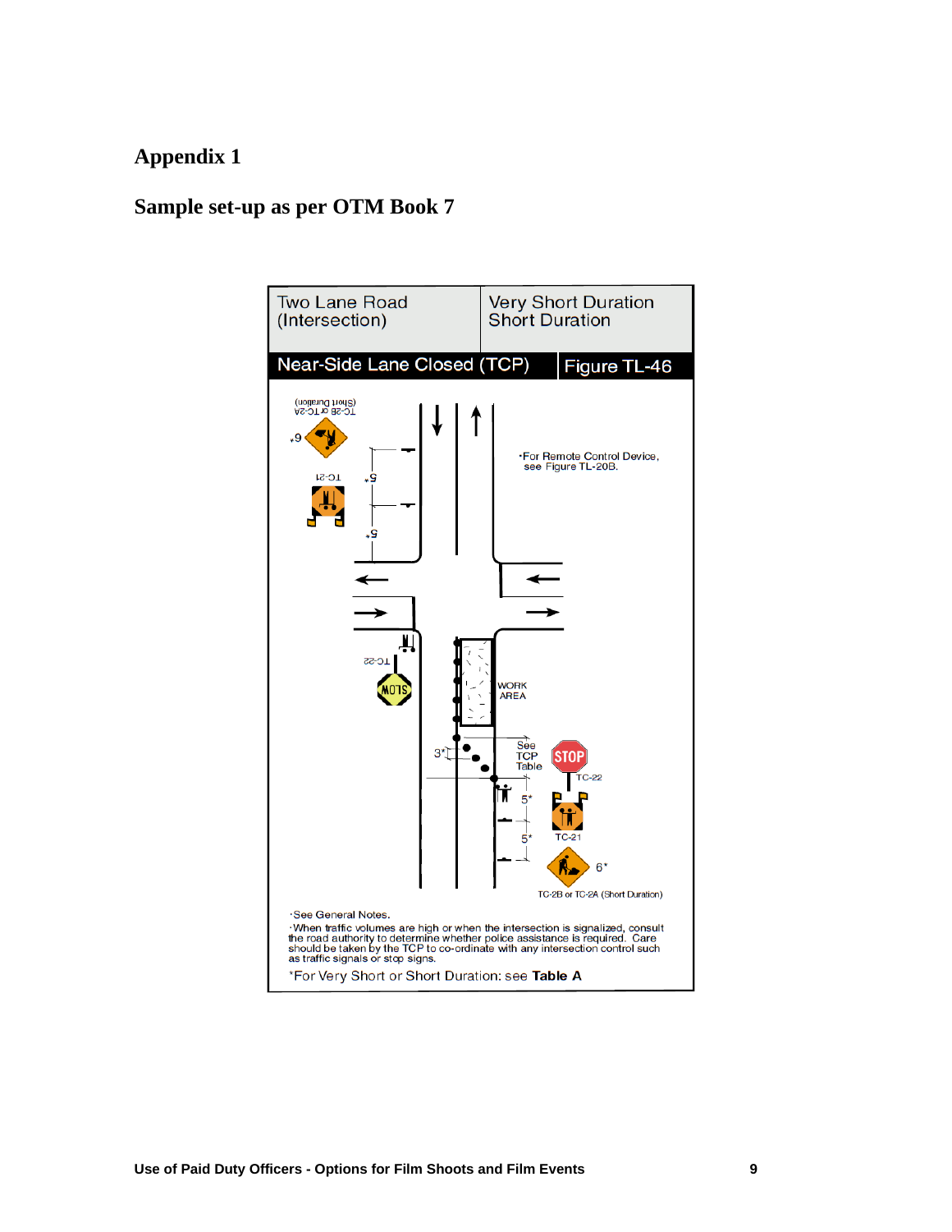# Appendix 1

## Sample set-up as per OTM Book 7

| Two Lane Road (Intersection) | Very Short Duration Short Duration |
|---|---|
| Near-Side Lane Closed (TCP) | Figure TL-46 |

TC-2B or TC-2A (Short Duration)

6*

TC-21

5*

5*

•For Remote Control Device, see Figure TL-20B.

TC-22

SLOW

WORK AREA

3*

See TCP Table

STOP

TC-22

5*

5*

TC-21

6*

TC-2B or TC-2A (Short Duration)

•See General Notes.

•When traffic volumes are high or when the intersection is signalized, consult the road authority to determine whether police assistance is required. Care should be taken by the TCP to co-ordinate with any intersection control such as traffic signals or stop signs.

*For Very Short or Short Duration: see **Table A**